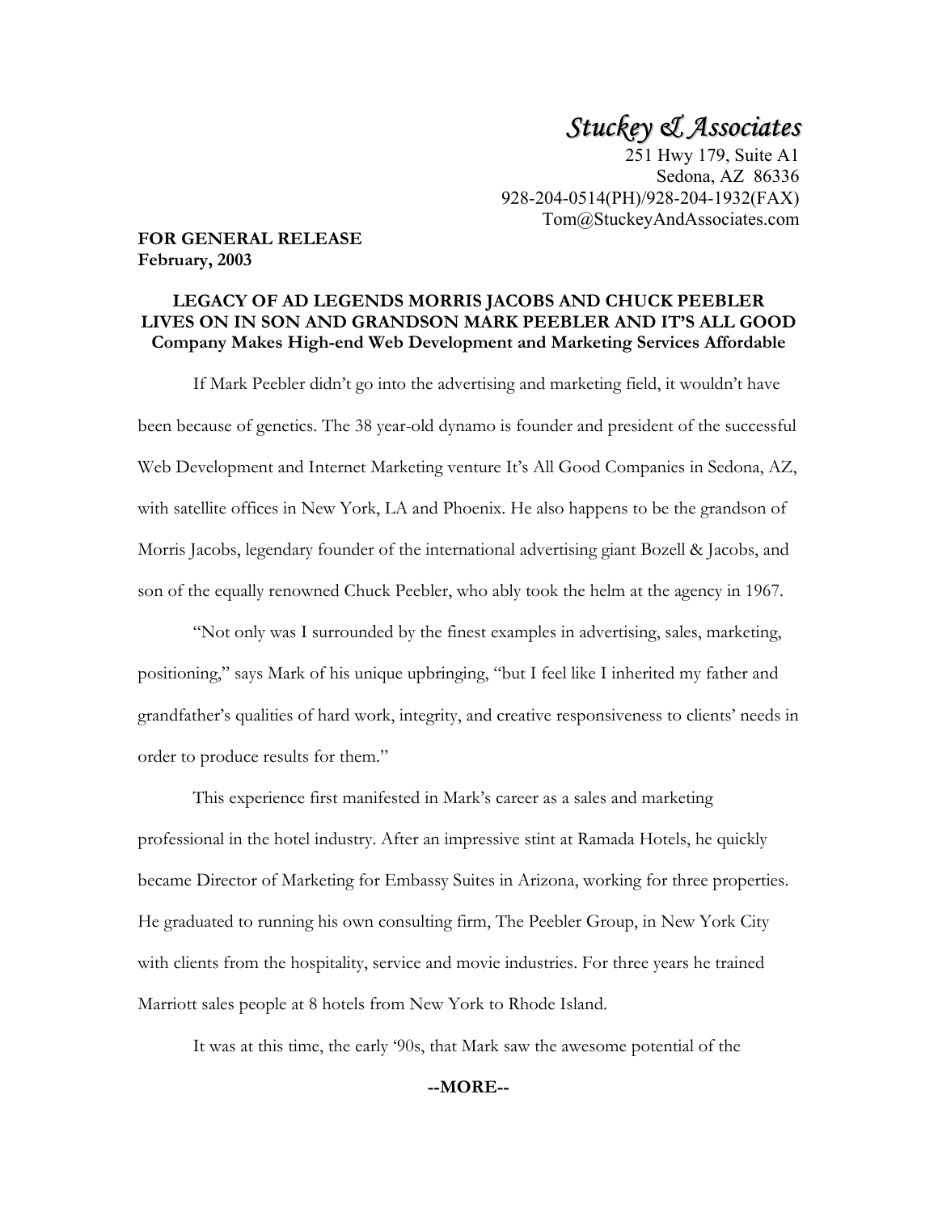*Stuckey & Associates*
251 Hwy 179, Suite A1
Sedona, AZ 86336
928-204-0514(PH)/928-204-1932(FAX)
Tom@StuckeyAndAssociates.com

**FOR GENERAL RELEASE**
**February, 2003**

**LEGACY OF AD LEGENDS MORRIS JACOBS AND CHUCK PEEBLER LIVES ON IN SON AND GRANDSON MARK PEEBLER AND IT'S ALL GOOD**
**Company Makes High-end Web Development and Marketing Services Affordable**

If Mark Peebler didn't go into the advertising and marketing field, it wouldn't have been because of genetics. The 38 year-old dynamo is founder and president of the successful Web Development and Internet Marketing venture It's All Good Companies in Sedona, AZ, with satellite offices in New York, LA and Phoenix. He also happens to be the grandson of Morris Jacobs, legendary founder of the international advertising giant Bozell & Jacobs, and son of the equally renowned Chuck Peebler, who ably took the helm at the agency in 1967.

"Not only was I surrounded by the finest examples in advertising, sales, marketing, positioning," says Mark of his unique upbringing, "but I feel like I inherited my father and grandfather's qualities of hard work, integrity, and creative responsiveness to clients' needs in order to produce results for them."

This experience first manifested in Mark's career as a sales and marketing professional in the hotel industry. After an impressive stint at Ramada Hotels, he quickly became Director of Marketing for Embassy Suites in Arizona, working for three properties. He graduated to running his own consulting firm, The Peebler Group, in New York City with clients from the hospitality, service and movie industries. For three years he trained Marriott sales people at 8 hotels from New York to Rhode Island.

It was at this time, the early '90s, that Mark saw the awesome potential of the

**--MORE--**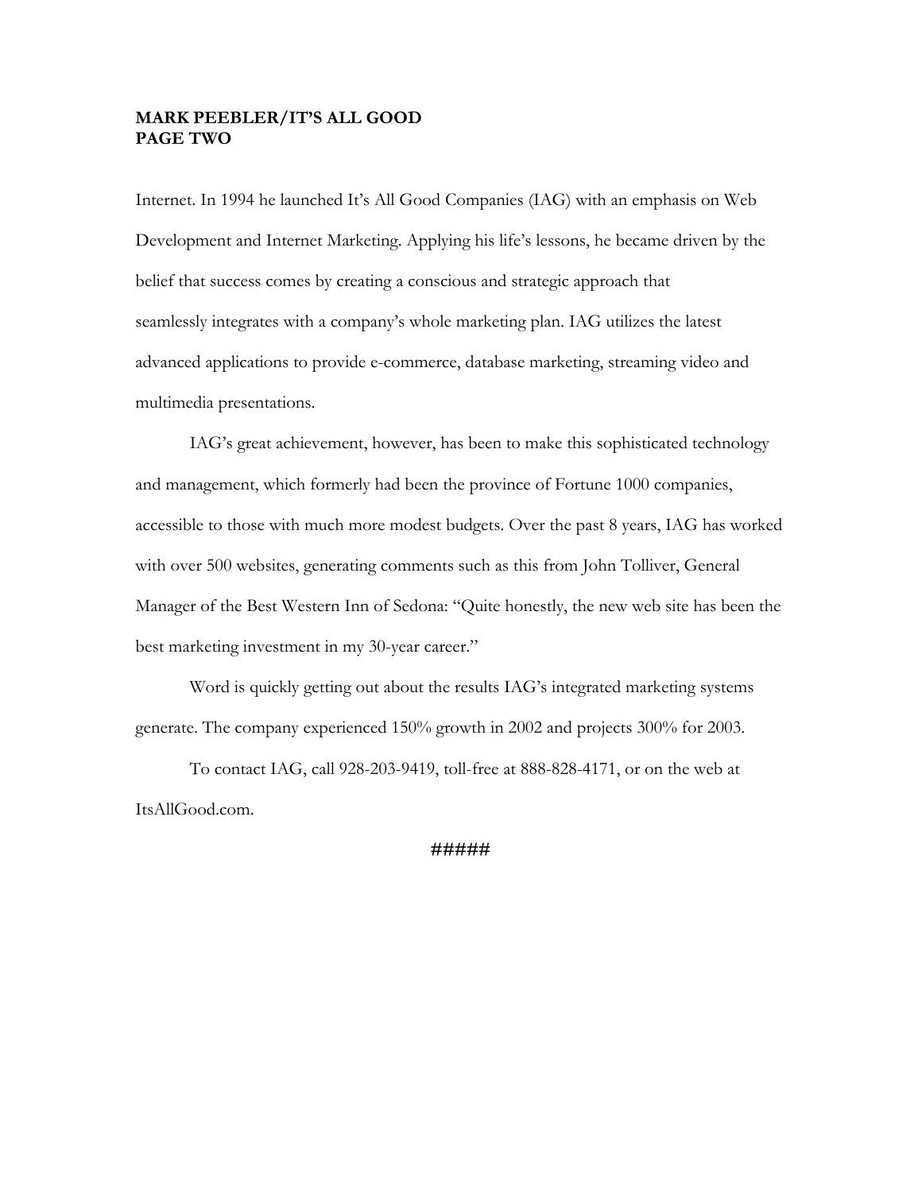Internet. In 1994 he launched It's All Good Companies (IAG) with an emphasis on Web Development and Internet Marketing. Applying his life's lessons, he became driven by the belief that success comes by creating a conscious and strategic approach that seamlessly integrates with a company's whole marketing plan. IAG utilizes the latest advanced applications to provide e-commerce, database marketing, streaming video and multimedia presentations.

IAG's great achievement, however, has been to make this sophisticated technology and management, which formerly had been the province of Fortune 1000 companies, accessible to those with much more modest budgets. Over the past 8 years, IAG has worked with over 500 websites, generating comments such as this from John Tolliver, General Manager of the Best Western Inn of Sedona: "Quite honestly, the new web site has been the best marketing investment in my 30-year career."

Word is quickly getting out about the results IAG's integrated marketing systems generate. The company experienced 150% growth in 2002 and projects 300% for 2003.

To contact IAG, call 928-203-9419, toll-free at 888-828-4171, or on the web at ItsAllGood.com.

#####